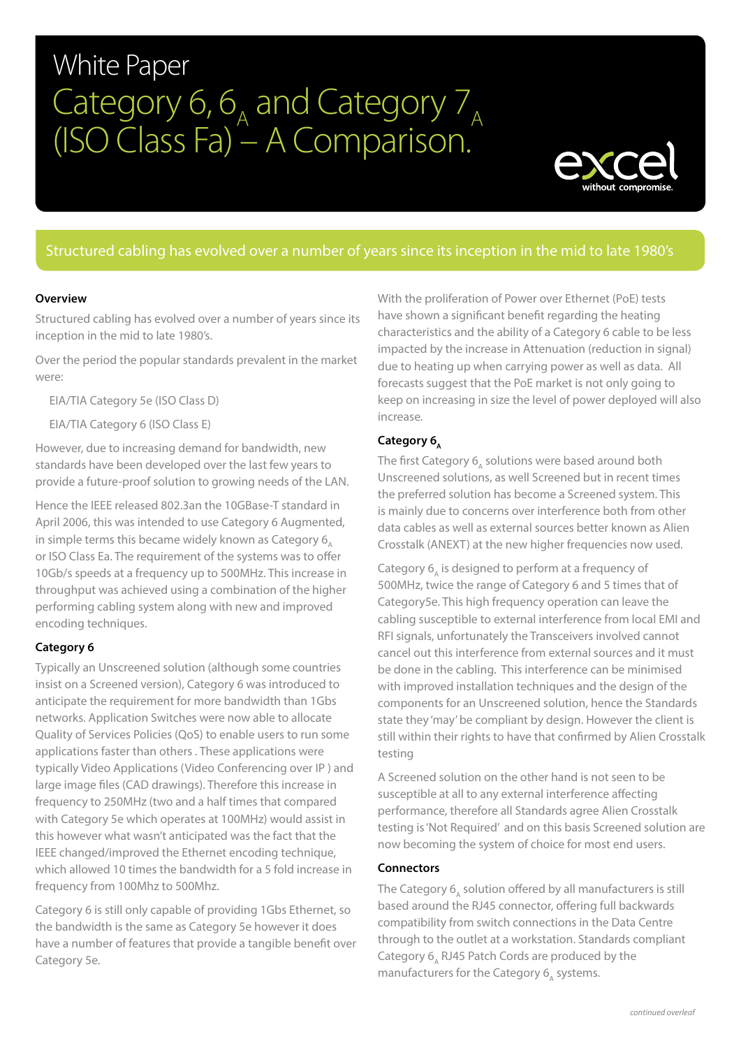White Paper

# Category 6, $6_A$ and Category $7_A$ (ISO Class Fa) – A Comparison.

excel
without compromise.

Structured cabling has evolved over a number of years since its inception in the mid to late 1980's

## Overview

Structured cabling has evolved over a number of years since its inception in the mid to late 1980's.

Over the period the popular standards prevalent in the market were:

EIA/TIA Category 5e (ISO Class D)

EIA/TIA Category 6 (ISO Class E)

However, due to increasing demand for bandwidth, new standards have been developed over the last few years to provide a future-proof solution to growing needs of the LAN.

Hence the IEEE released 802.3an the 10GBase-T standard in April 2006, this was intended to use Category 6 Augmented, in simple terms this became widely known as Category $6_A$ or ISO Class Ea. The requirement of the systems was to offer 10Gb/s speeds at a frequency up to 500MHz. This increase in throughput was achieved using a combination of the higher performing cabling system along with new and improved encoding techniques.

## Category 6

Typically an Unscreened solution (although some countries insist on a Screened version), Category 6 was introduced to anticipate the requirement for more bandwidth than 1Gbs networks. Application Switches were now able to allocate Quality of Services Policies (QoS) to enable users to run some applications faster than others . These applications were typically Video Applications (Video Conferencing over IP ) and large image files (CAD drawings). Therefore this increase in frequency to 250MHz (two and a half times that compared with Category 5e which operates at 100MHz) would assist in this however what wasn't anticipated was the fact that the IEEE changed/improved the Ethernet encoding technique, which allowed 10 times the bandwidth for a 5 fold increase in frequency from 100Mhz to 500Mhz.

Category 6 is still only capable of providing 1Gbs Ethernet, so the bandwidth is the same as Category 5e however it does have a number of features that provide a tangible benefit over Category 5e.

With the proliferation of Power over Ethernet (PoE) tests have shown a significant benefit regarding the heating characteristics and the ability of a Category 6 cable to be less impacted by the increase in Attenuation (reduction in signal) due to heating up when carrying power as well as data. All forecasts suggest that the PoE market is not only going to keep on increasing in size the level of power deployed will also increase.

## Category $6_A$

The first Category $6_A$ solutions were based around both Unscreened solutions, as well Screened but in recent times the preferred solution has become a Screened system. This is mainly due to concerns over interference both from other data cables as well as external sources better known as Alien Crosstalk (ANEXT) at the new higher frequencies now used.

Category $6_A$ is designed to perform at a frequency of 500MHz, twice the range of Category 6 and 5 times that of Category5e. This high frequency operation can leave the cabling susceptible to external interference from local EMI and RFI signals, unfortunately the Transceivers involved cannot cancel out this interference from external sources and it must be done in the cabling. This interference can be minimised with improved installation techniques and the design of the components for an Unscreened solution, hence the Standards state they 'may' be compliant by design. However the client is still within their rights to have that confirmed by Alien Crosstalk testing

A Screened solution on the other hand is not seen to be susceptible at all to any external interference affecting performance, therefore all Standards agree Alien Crosstalk testing is 'Not Required' and on this basis Screened solution are now becoming the system of choice for most end users.

## Connectors

The Category $6_A$ solution offered by all manufacturers is still based around the RJ45 connector, offering full backwards compatibility from switch connections in the Data Centre through to the outlet at a workstation. Standards compliant Category $6_A$ RJ45 Patch Cords are produced by the manufacturers for the Category $6_A$ systems.

*continued overleaf*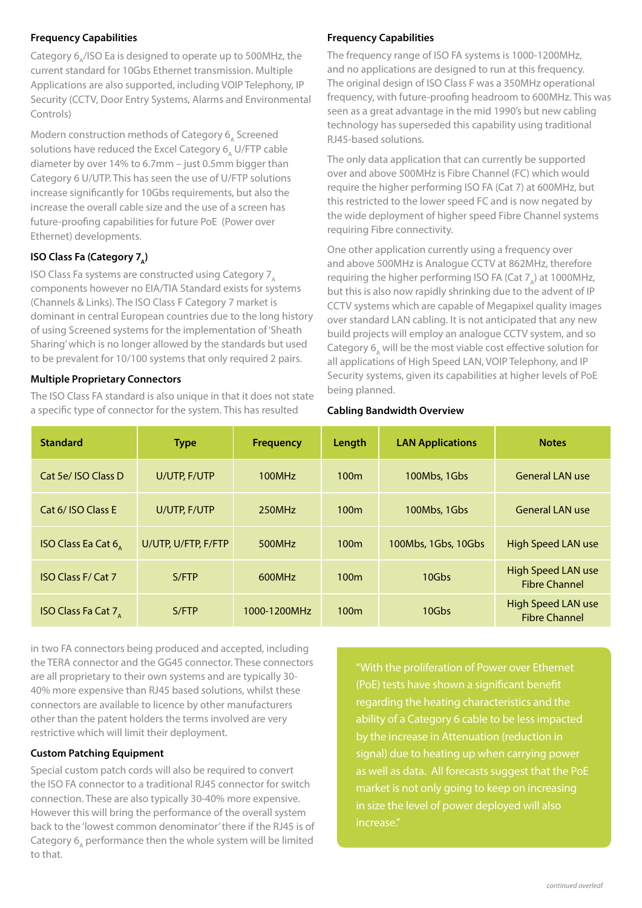### Frequency Capabilities

Category $6_A$/ISO Ea is designed to operate up to 500MHz, the current standard for 10Gbs Ethernet transmission. Multiple Applications are also supported, including VOIP Telephony, IP Security (CCTV, Door Entry Systems, Alarms and Environmental Controls)

Modern construction methods of Category $6_A$ Screened solutions have reduced the Excel Category $6_A$ U/FTP cable diameter by over 14% to 6.7mm – just 0.5mm bigger than Category 6 U/UTP. This has seen the use of U/FTP solutions increase significantly for 10Gbs requirements, but also the increase the overall cable size and the use of a screen has future-proofing capabilities for future PoE (Power over Ethernet) developments.

### ISO Class Fa (Category $7_A$)

ISO Class Fa systems are constructed using Category $7_A$ components however no EIA/TIA Standard exists for systems (Channels & Links). The ISO Class F Category 7 market is dominant in central European countries due to the long history of using Screened systems for the implementation of 'Sheath Sharing' which is no longer allowed by the standards but used to be prevalent for 10/100 systems that only required 2 pairs.

### Multiple Proprietary Connectors

The ISO Class FA standard is also unique in that it does not state a specific type of connector for the system. This has resulted in two FA connectors being produced and accepted, including the TERA connector and the GG45 connector. These connectors are all proprietary to their own systems and are typically 30-40% more expensive than RJ45 based solutions, whilst these connectors are available to licence by other manufacturers other than the patent holders the terms involved are very restrictive which will limit their deployment.

### Custom Patching Equipment

Special custom patch cords will also be required to convert the ISO FA connector to a traditional RJ45 connector for switch connection. These are also typically 30-40% more expensive. However this will bring the performance of the overall system back to the 'lowest common denominator' there if the RJ45 is of Category $6_A$ performance then the whole system will be limited to that.

### Frequency Capabilities

The frequency range of ISO FA systems is 1000-1200MHz, and no applications are designed to run at this frequency. The original design of ISO Class F was a 350MHz operational frequency, with future-proofing headroom to 600MHz. This was seen as a great advantage in the mid 1990's but new cabling technology has superseded this capability using traditional RJ45-based solutions.

The only data application that can currently be supported over and above 500MHz is Fibre Channel (FC) which would require the higher performing ISO FA (Cat 7) at 600MHz, but this restricted to the lower speed FC and is now negated by the wide deployment of higher speed Fibre Channel systems requiring Fibre connectivity.

One other application currently using a frequency over and above 500MHz is Analogue CCTV at 862MHz, therefore requiring the higher performing ISO FA (Cat $7_A$) at 1000MHz, but this is also now rapidly shrinking due to the advent of IP CCTV systems which are capable of Megapixel quality images over standard LAN cabling. It is not anticipated that any new build projects will employ an analogue CCTV system, and so Category $6_A$ will be the most viable cost effective solution for all applications of High Speed LAN, VOIP Telephony, and IP Security systems, given its capabilities at higher levels of PoE being planned.

### Cabling Bandwidth Overview

| Standard | Type | Frequency | Length | LAN Applications | Notes |
|---|---|---|---|---|---|
| Cat 5e/ ISO Class D | U/UTP, F/UTP | 100MHz | 100m | 100Mbs, 1Gbs | General LAN use |
| Cat 6/ ISO Class E | U/UTP, F/UTP | 250MHz | 100m | 100Mbs, 1Gbs | General LAN use |
| ISO Class Ea Cat $6_A$ | U/UTP, U/FTP, F/FTP | 500MHz | 100m | 100Mbs, 1Gbs, 10Gbs | High Speed LAN use |
| ISO Class F/ Cat 7 | S/FTP | 600MHz | 100m | 10Gbs | High Speed LAN use Fibre Channel |
| ISO Class Fa Cat $7_A$ | S/FTP | 1000-1200MHz | 100m | 10Gbs | High Speed LAN use Fibre Channel |

"With the proliferation of Power over Ethernet (PoE) tests have shown a significant benefit regarding the heating characteristics and the ability of a Category 6 cable to be less impacted by the increase in Attenuation (reduction in signal) due to heating up when carrying power as well as data. All forecasts suggest that the PoE market is not only going to keep on increasing in size the level of power deployed will also increase."

*continued overleaf*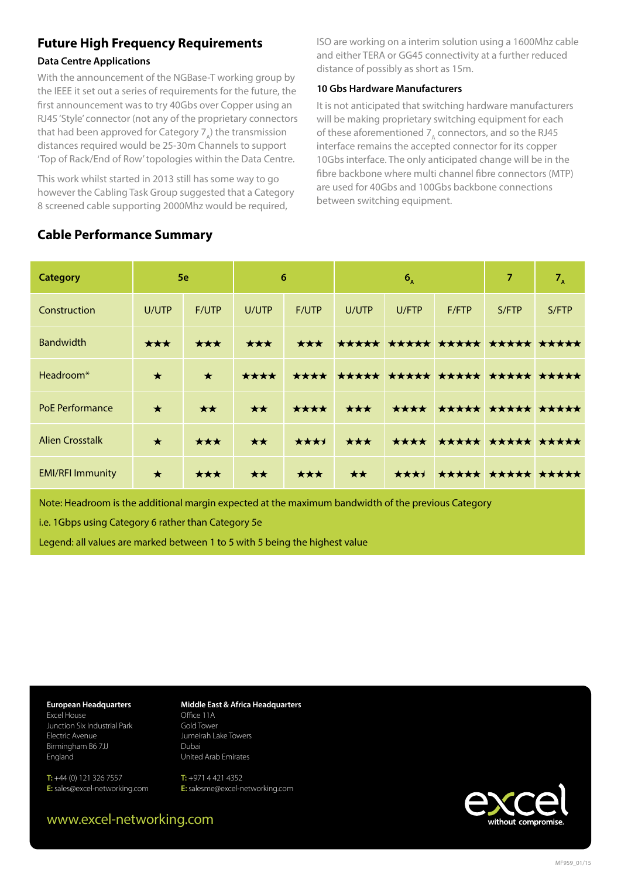## Future High Frequency Requirements

### Data Centre Applications

With the announcement of the NGBase-T working group by the IEEE it set out a series of requirements for the future, the first announcement was to try 40Gbs over Copper using an RJ45 'Style' connector (not any of the proprietary connectors that had been approved for Category $7_A$) the transmission distances required would be 25-30m Channels to support 'Top of Rack/End of Row' topologies within the Data Centre.

This work whilst started in 2013 still has some way to go however the Cabling Task Group suggested that a Category 8 screened cable supporting 2000Mhz would be required, ISO are working on a interim solution using a 1600Mhz cable and either TERA or GG45 connectivity at a further reduced distance of possibly as short as 15m.

### 10 Gbs Hardware Manufacturers

It is not anticipated that switching hardware manufacturers will be making proprietary switching equipment for each of these aforementioned $7_A$ connectors, and so the RJ45 interface remains the accepted connector for its copper 10Gbs interface. The only anticipated change will be in the fibre backbone where multi channel fibre connectors (MTP) are used for 40Gbs and 100Gbs backbone connections between switching equipment.

## Cable Performance Summary

| Category | 5e | | 6 | | $6_A$ | | | 7 | $7_A$ |
|---|---|---|---|---|---|---|---|---|---|
| Construction | U/UTP | F/UTP | U/UTP | F/UTP | U/UTP | U/FTP | F/FTP | S/FTP | S/FTP |
| Bandwidth | ★★★ | ★★★ | ★★★ | ★★★ | ★★★★★ | ★★★★★ | ★★★★★ | ★★★★★ | ★★★★★ |
| Headroom* | ★ | ★ | ★★★★ | ★★★★ | ★★★★★ | ★★★★★ | ★★★★★ | ★★★★★ | ★★★★★ |
| PoE Performance | ★ | ★★ | ★★ | ★★★★ | ★★★ | ★★★★ | ★★★★★ | ★★★★★ | ★★★★★ |
| Alien Crosstalk | ★ | ★★★ | ★★ | ★★★½ | ★★★ | ★★★★ | ★★★★★ | ★★★★★ | ★★★★★ |
| EMI/RFI Immunity | ★ | ★★★ | ★★ | ★★★ | ★★ | ★★★½ | ★★★★★ | ★★★★★ | ★★★★★ |

Note: Headroom is the additional margin expected at the maximum bandwidth of the previous Category

i.e. 1Gbps using Category 6 rather than Category 5e

Legend: all values are marked between 1 to 5 with 5 being the highest value

**European Headquarters**
Excel House
Junction Six Industrial Park
Electric Avenue
Birmingham B6 7JJ
England

**T:** +44 (0) 121 326 7557
**E:** sales@excel-networking.com

**Middle East & Africa Headquarters**
Office 11A
Gold Tower
Jumeirah Lake Towers
Dubai
United Arab Emirates

**T:** +971 4 421 4352
**E:** salesme@excel-networking.com

www.excel-networking.com

excel without compromise.

MF959_01/15